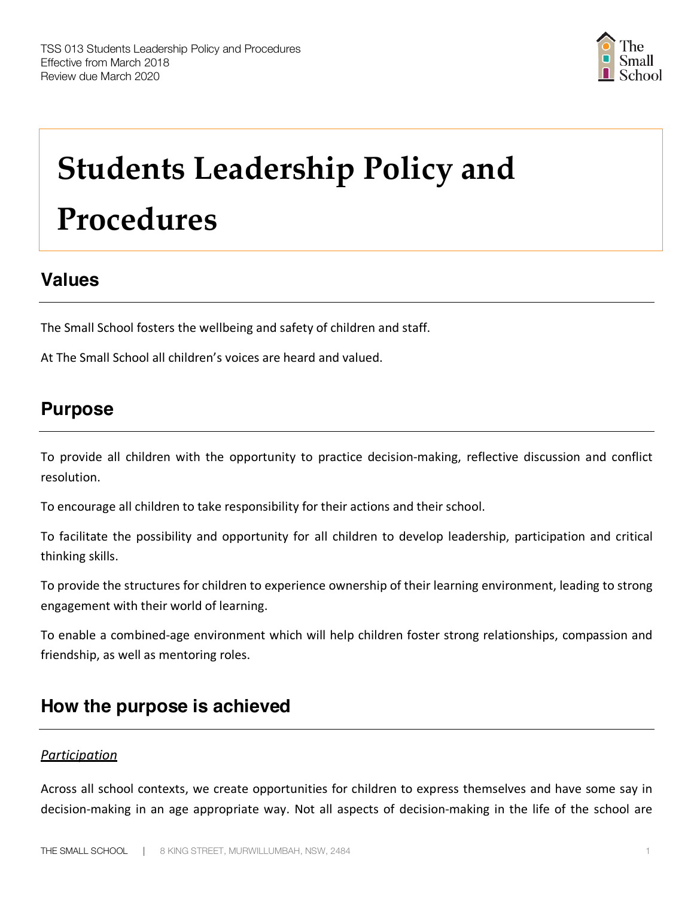TSS 013 Students Leadership Policy and Procedures
Effective from March 2018
Review due March 2020

# Students Leadership Policy and Procedures

## Values

The Small School fosters the wellbeing and safety of children and staff.

At The Small School all children's voices are heard and valued.

## Purpose

To provide all children with the opportunity to practice decision-making, reflective discussion and conflict resolution.

To encourage all children to take responsibility for their actions and their school.

To facilitate the possibility and opportunity for all children to develop leadership, participation and critical thinking skills.

To provide the structures for children to experience ownership of their learning environment, leading to strong engagement with their world of learning.

To enable a combined-age environment which will help children foster strong relationships, compassion and friendship, as well as mentoring roles.

## How the purpose is achieved

### *Participation*

Across all school contexts, we create opportunities for children to express themselves and have some say in decision-making in an age appropriate way. Not all aspects of decision-making in the life of the school are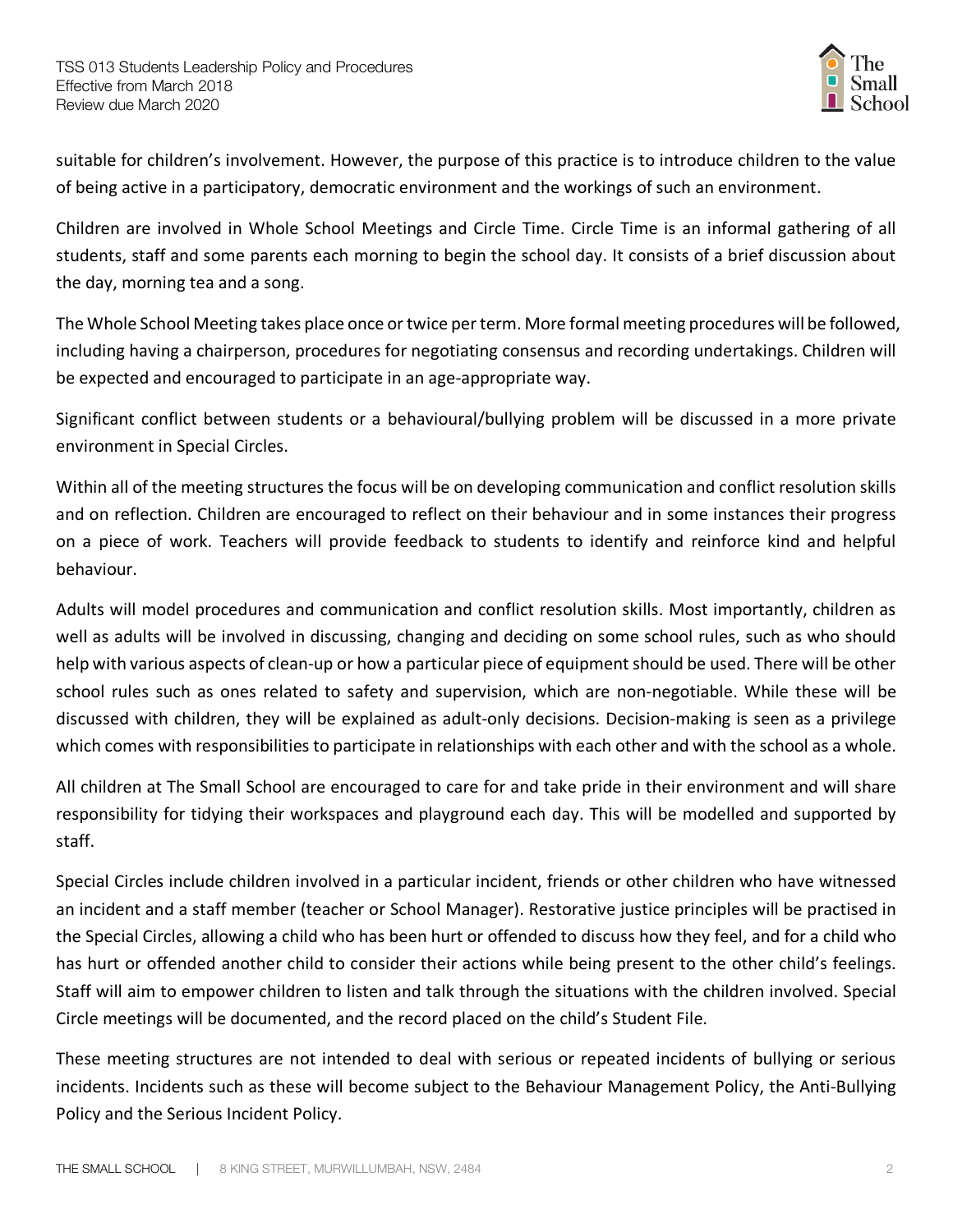suitable for children's involvement. However, the purpose of this practice is to introduce children to the value of being active in a participatory, democratic environment and the workings of such an environment.

Children are involved in Whole School Meetings and Circle Time. Circle Time is an informal gathering of all students, staff and some parents each morning to begin the school day. It consists of a brief discussion about the day, morning tea and a song.

The Whole School Meeting takes place once or twice per term. More formal meeting procedures will be followed, including having a chairperson, procedures for negotiating consensus and recording undertakings. Children will be expected and encouraged to participate in an age-appropriate way.

Significant conflict between students or a behavioural/bullying problem will be discussed in a more private environment in Special Circles.

Within all of the meeting structures the focus will be on developing communication and conflict resolution skills and on reflection. Children are encouraged to reflect on their behaviour and in some instances their progress on a piece of work. Teachers will provide feedback to students to identify and reinforce kind and helpful behaviour.

Adults will model procedures and communication and conflict resolution skills. Most importantly, children as well as adults will be involved in discussing, changing and deciding on some school rules, such as who should help with various aspects of clean-up or how a particular piece of equipment should be used. There will be other school rules such as ones related to safety and supervision, which are non-negotiable. While these will be discussed with children, they will be explained as adult-only decisions. Decision-making is seen as a privilege which comes with responsibilities to participate in relationships with each other and with the school as a whole.

All children at The Small School are encouraged to care for and take pride in their environment and will share responsibility for tidying their workspaces and playground each day. This will be modelled and supported by staff.

Special Circles include children involved in a particular incident, friends or other children who have witnessed an incident and a staff member (teacher or School Manager). Restorative justice principles will be practised in the Special Circles, allowing a child who has been hurt or offended to discuss how they feel, and for a child who has hurt or offended another child to consider their actions while being present to the other child's feelings. Staff will aim to empower children to listen and talk through the situations with the children involved. Special Circle meetings will be documented, and the record placed on the child's Student File.

These meeting structures are not intended to deal with serious or repeated incidents of bullying or serious incidents. Incidents such as these will become subject to the Behaviour Management Policy, the Anti-Bullying Policy and the Serious Incident Policy.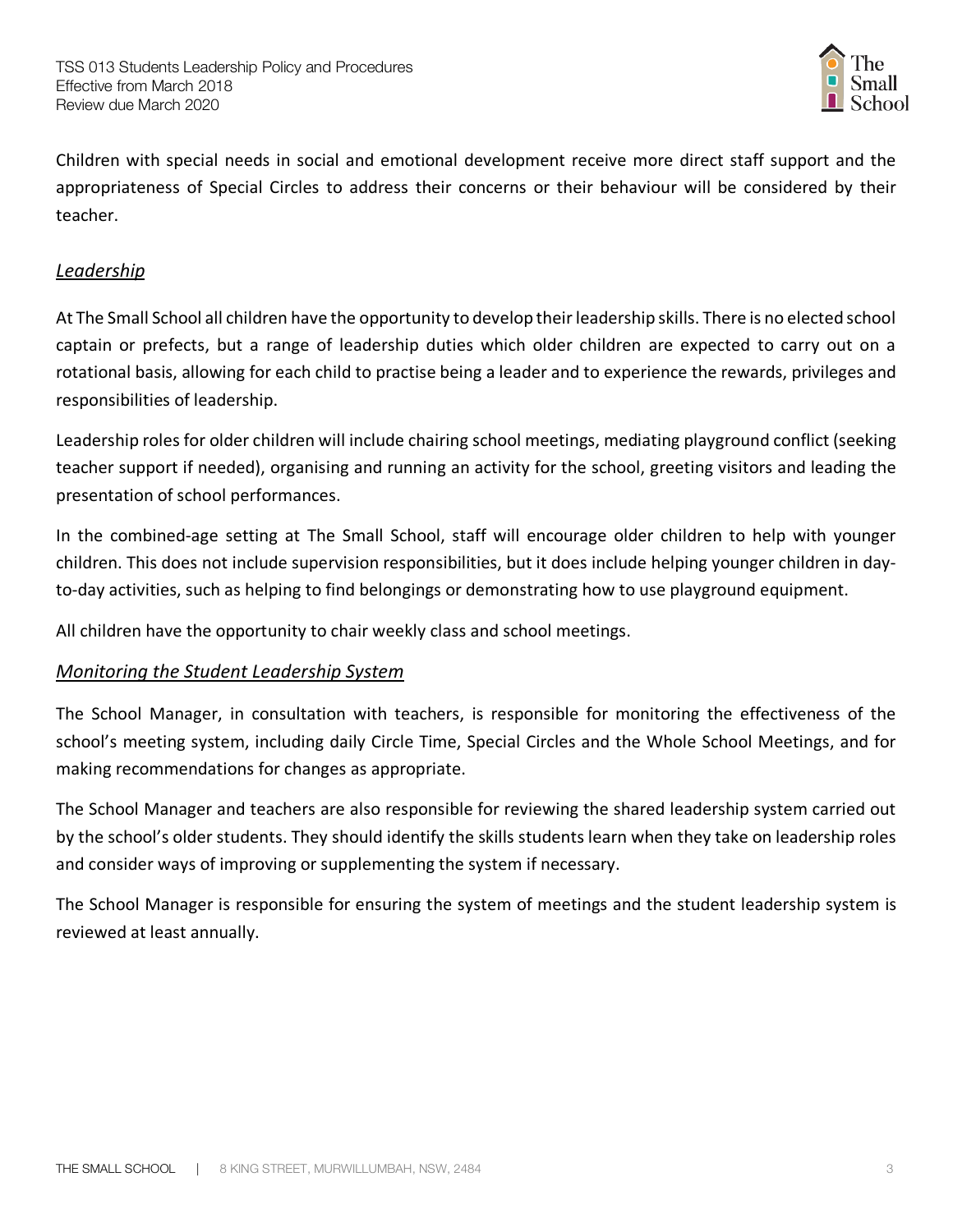Children with special needs in social and emotional development receive more direct staff support and the appropriateness of Special Circles to address their concerns or their behaviour will be considered by their teacher.

### *Leadership*

At The Small School all children have the opportunity to develop their leadership skills. There is no elected school captain or prefects, but a range of leadership duties which older children are expected to carry out on a rotational basis, allowing for each child to practise being a leader and to experience the rewards, privileges and responsibilities of leadership.

Leadership roles for older children will include chairing school meetings, mediating playground conflict (seeking teacher support if needed), organising and running an activity for the school, greeting visitors and leading the presentation of school performances.

In the combined-age setting at The Small School, staff will encourage older children to help with younger children. This does not include supervision responsibilities, but it does include helping younger children in day-to-day activities, such as helping to find belongings or demonstrating how to use playground equipment.

All children have the opportunity to chair weekly class and school meetings.

### *Monitoring the Student Leadership System*

The School Manager, in consultation with teachers, is responsible for monitoring the effectiveness of the school's meeting system, including daily Circle Time, Special Circles and the Whole School Meetings, and for making recommendations for changes as appropriate.

The School Manager and teachers are also responsible for reviewing the shared leadership system carried out by the school's older students. They should identify the skills students learn when they take on leadership roles and consider ways of improving or supplementing the system if necessary.

The School Manager is responsible for ensuring the system of meetings and the student leadership system is reviewed at least annually.